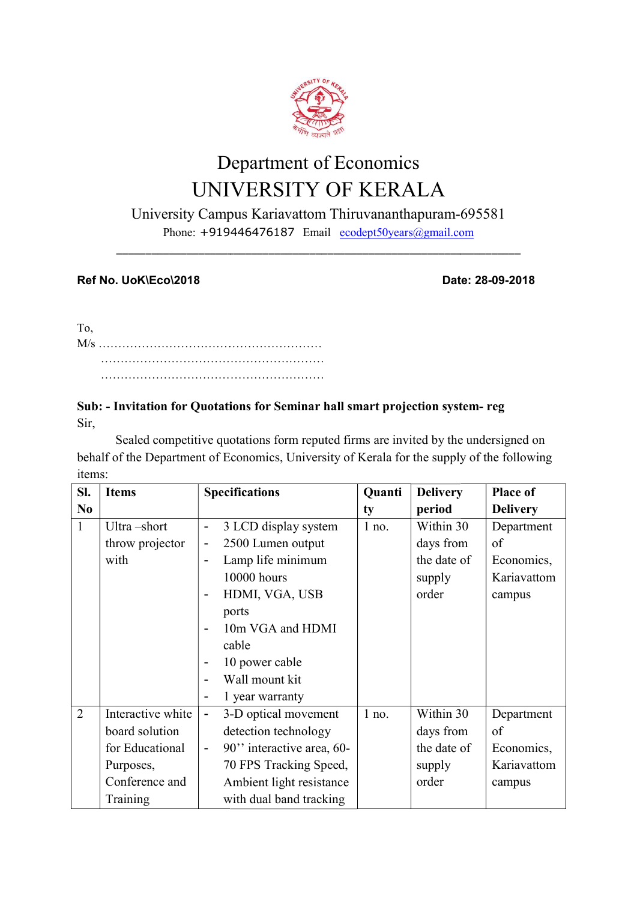# Department of Economics

# UNIVERSITY OF KERALA

University Campus Kariavattom Thiruvananthapuram-695581

Phone: +919446476187 Email ecodept50years@gmail.com

---

**Ref No. UoK\Eco\2018** **Date: 28-09-2018**

To,

M/s ………………………………………………….

…………………………………………………..

…………………………………………………..

**Sub: - Invitation for Quotations for Seminar hall smart projection system- reg**

Sir,

Sealed competitive quotations form reputed firms are invited by the undersigned on behalf of the Department of Economics, University of Kerala for the supply of the following items:

| Sl. No | Items | Specifications | Quantity | Delivery period | Place of Delivery |
|---|---|---|---|---|---|
| 1 | Ultra –short throw projector with | - 3 LCD display system<br>- 2500 Lumen output<br>- Lamp life minimum 10000 hours<br>- HDMI, VGA, USB ports<br>- 10m VGA and HDMI cable<br>- 10 power cable<br>- Wall mount kit<br>- 1 year warranty | 1 no. | Within 30 days from the date of supply order | Department of Economics, Kariavattom campus |
| 2 | Interactive white board solution for Educational Purposes, Conference and Training | - 3-D optical movement detection technology<br>- 90'' interactive area, 60-70 FPS Tracking Speed, Ambient light resistance with dual band tracking | 1 no. | Within 30 days from the date of supply order | Department of Economics, Kariavattom campus |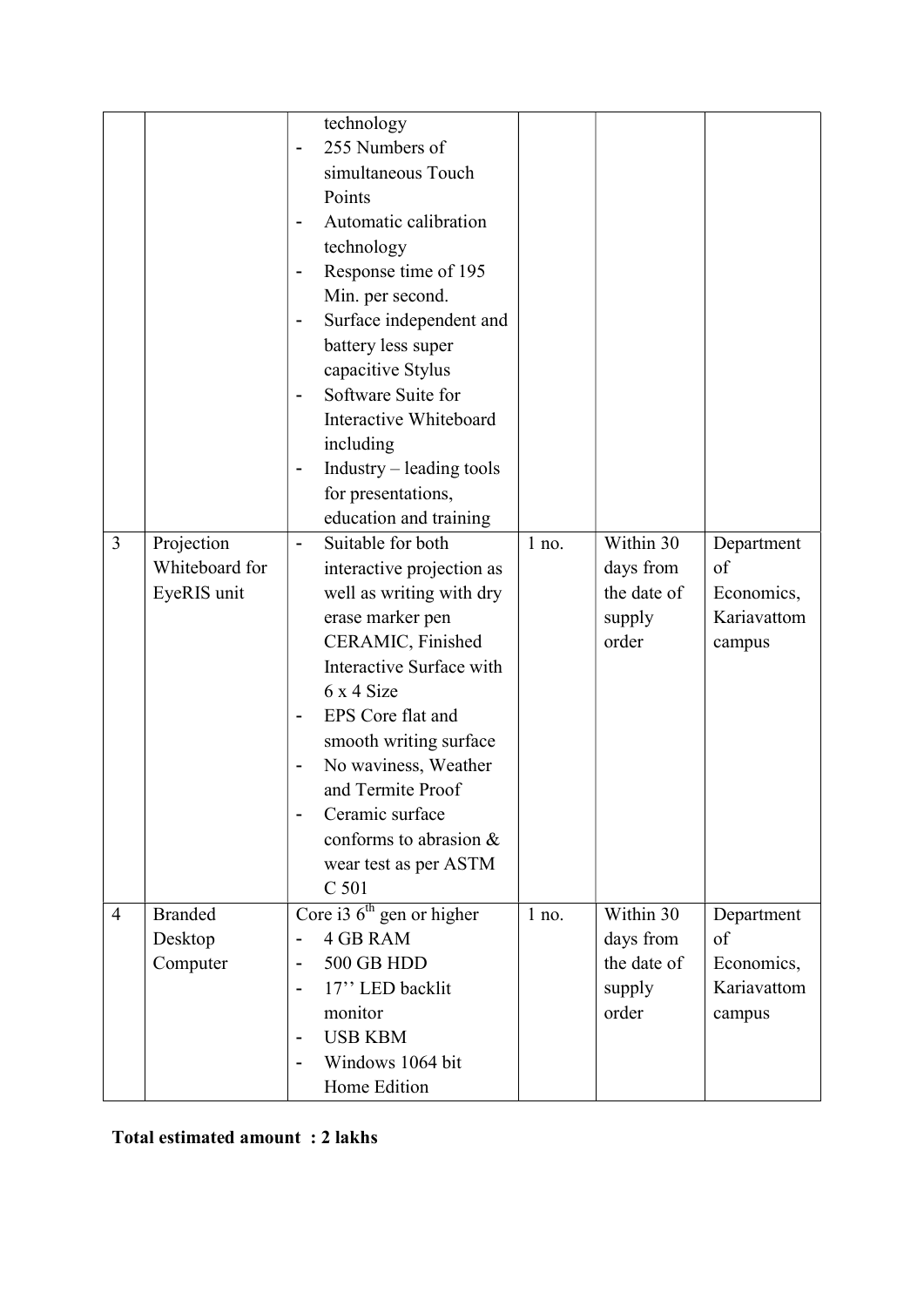| | | | | | |
|---|---|---|---|---|---|
| | | technology<br>- 255 Numbers of simultaneous Touch Points<br>- Automatic calibration technology<br>- Response time of 195 Min. per second.<br>- Surface independent and battery less super capacitive Stylus<br>- Software Suite for Interactive Whiteboard including<br>- Industry – leading tools for presentations, education and training | | | |
| 3 | Projection Whiteboard for EyeRIS unit | - Suitable for both interactive projection as well as writing with dry erase marker pen CERAMIC, Finished Interactive Surface with 6 x 4 Size<br>- EPS Core flat and smooth writing surface<br>- No waviness, Weather and Termite Proof<br>- Ceramic surface conforms to abrasion & wear test as per ASTM C 501 | 1 no. | Within 30 days from the date of supply order | Department of Economics, Kariavattom campus |
| 4 | Branded Desktop Computer | Core i3 6th gen or higher<br>- 4 GB RAM<br>- 500 GB HDD<br>- 17'' LED backlit monitor<br>- USB KBM<br>- Windows 1064 bit Home Edition | 1 no. | Within 30 days from the date of supply order | Department of Economics, Kariavattom campus |

**Total estimated amount : 2 lakhs**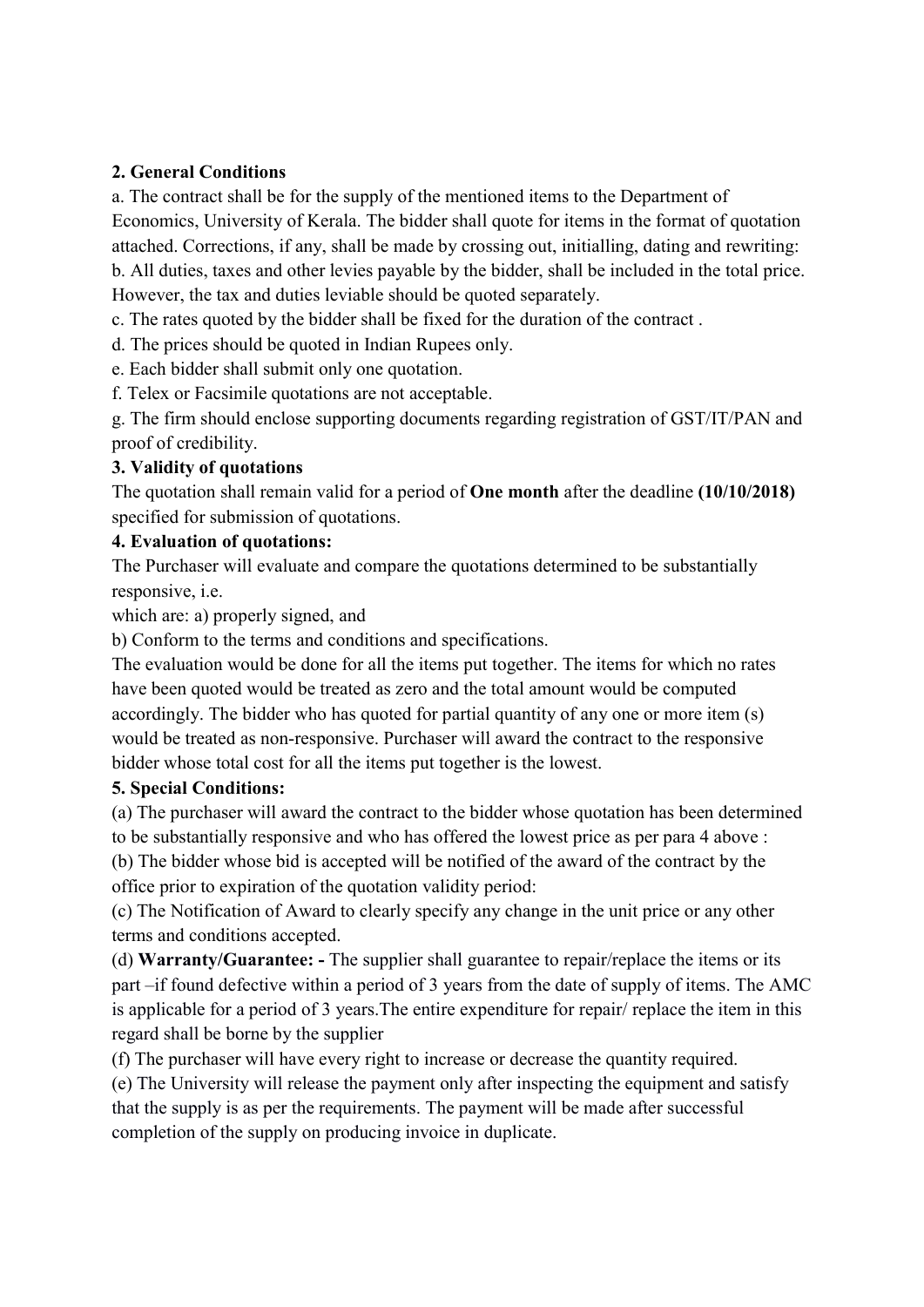**2. General Conditions**

a. The contract shall be for the supply of the mentioned items to the Department of Economics, University of Kerala. The bidder shall quote for items in the format of quotation attached. Corrections, if any, shall be made by crossing out, initialling, dating and rewriting:

b. All duties, taxes and other levies payable by the bidder, shall be included in the total price. However, the tax and duties leviable should be quoted separately.

c. The rates quoted by the bidder shall be fixed for the duration of the contract .

d. The prices should be quoted in Indian Rupees only.

e. Each bidder shall submit only one quotation.

f. Telex or Facsimile quotations are not acceptable.

g. The firm should enclose supporting documents regarding registration of GST/IT/PAN and proof of credibility.

**3. Validity of quotations**

The quotation shall remain valid for a period of **One month** after the deadline **(10/10/2018)** specified for submission of quotations.

**4. Evaluation of quotations:**

The Purchaser will evaluate and compare the quotations determined to be substantially responsive, i.e.

which are: a) properly signed, and

b) Conform to the terms and conditions and specifications.

The evaluation would be done for all the items put together. The items for which no rates have been quoted would be treated as zero and the total amount would be computed accordingly. The bidder who has quoted for partial quantity of any one or more item (s) would be treated as non-responsive. Purchaser will award the contract to the responsive bidder whose total cost for all the items put together is the lowest.

**5. Special Conditions:**

(a) The purchaser will award the contract to the bidder whose quotation has been determined to be substantially responsive and who has offered the lowest price as per para 4 above :

(b) The bidder whose bid is accepted will be notified of the award of the contract by the office prior to expiration of the quotation validity period:

(c) The Notification of Award to clearly specify any change in the unit price or any other terms and conditions accepted.

(d) **Warranty/Guarantee: -** The supplier shall guarantee to repair/replace the items or its part –if found defective within a period of 3 years from the date of supply of items. The AMC is applicable for a period of 3 years.The entire expenditure for repair/ replace the item in this regard shall be borne by the supplier

(f) The purchaser will have every right to increase or decrease the quantity required.

(e) The University will release the payment only after inspecting the equipment and satisfy that the supply is as per the requirements. The payment will be made after successful completion of the supply on producing invoice in duplicate.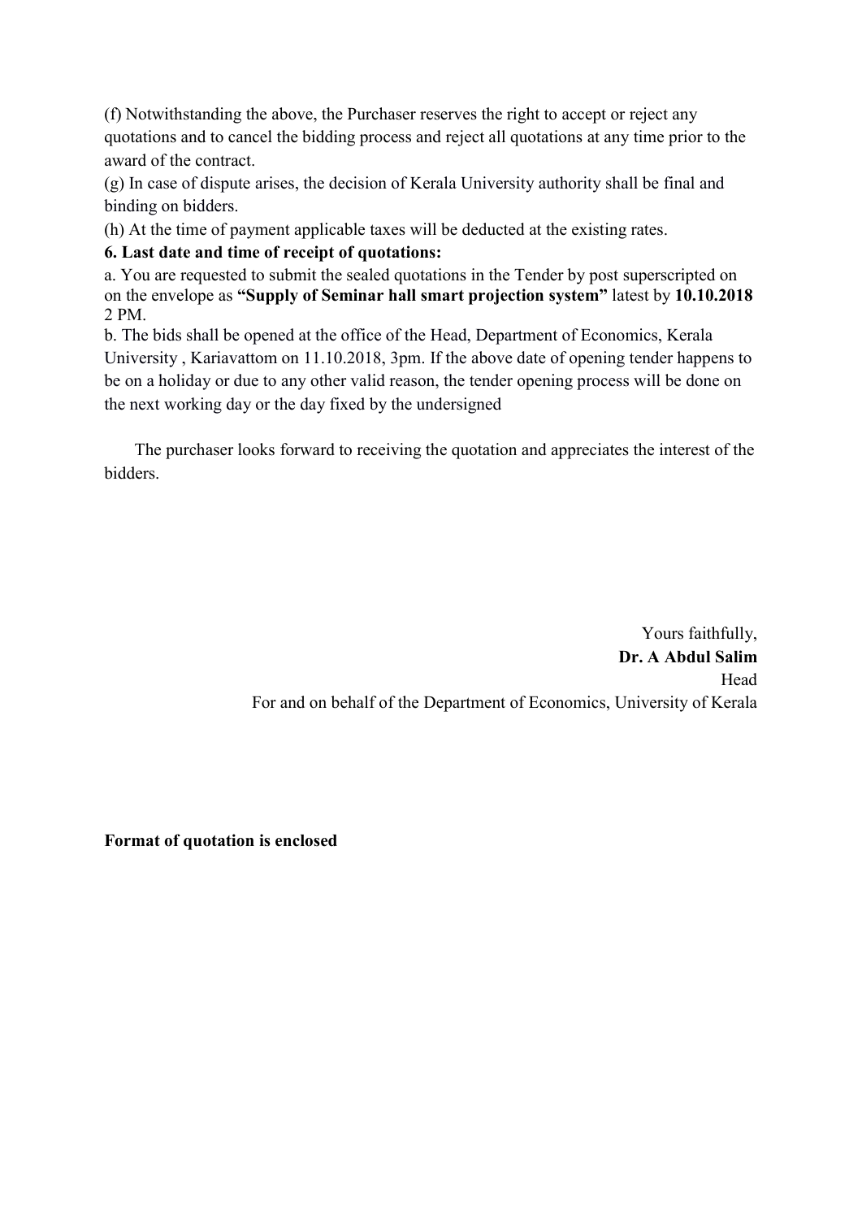(f) Notwithstanding the above, the Purchaser reserves the right to accept or reject any quotations and to cancel the bidding process and reject all quotations at any time prior to the award of the contract.

(g) In case of dispute arises, the decision of Kerala University authority shall be final and binding on bidders.

(h) At the time of payment applicable taxes will be deducted at the existing rates.

**6. Last date and time of receipt of quotations:**

a. You are requested to submit the sealed quotations in the Tender by post superscripted on on the envelope as **"Supply of Seminar hall smart projection system"** latest by **10.10.2018** 2 PM.

b. The bids shall be opened at the office of the Head, Department of Economics, Kerala University , Kariavattom on 11.10.2018, 3pm. If the above date of opening tender happens to be on a holiday or due to any other valid reason, the tender opening process will be done on the next working day or the day fixed by the undersigned

The purchaser looks forward to receiving the quotation and appreciates the interest of the bidders.

Yours faithfully,

**Dr. A Abdul Salim**

Head

For and on behalf of the Department of Economics, University of Kerala

**Format of quotation is enclosed**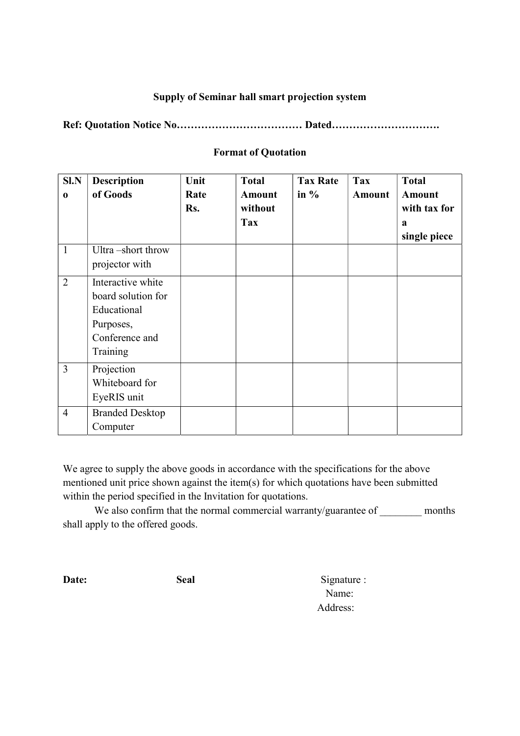**Supply of Seminar hall smart projection system**

**Ref: Quotation Notice No……………………………… Dated………………………….**

**Format of Quotation**

| Sl.No | Description of Goods | Unit Rate Rs. | Total Amount without Tax | Tax Rate in % | Tax Amount | Total Amount with tax for a single piece |
|---|---|---|---|---|---|---|
| 1 | Ultra –short throw projector with | | | | | |
| 2 | Interactive white board solution for Educational Purposes, Conference and Training | | | | | |
| 3 | Projection Whiteboard for EyeRIS unit | | | | | |
| 4 | Branded Desktop Computer | | | | | |

We agree to supply the above goods in accordance with the specifications for the above mentioned unit price shown against the item(s) for which quotations have been submitted within the period specified in the Invitation for quotations.

We also confirm that the normal commercial warranty/guarantee of ________ months shall apply to the offered goods.

**Date:** **Seal** Signature :

Name:

Address: